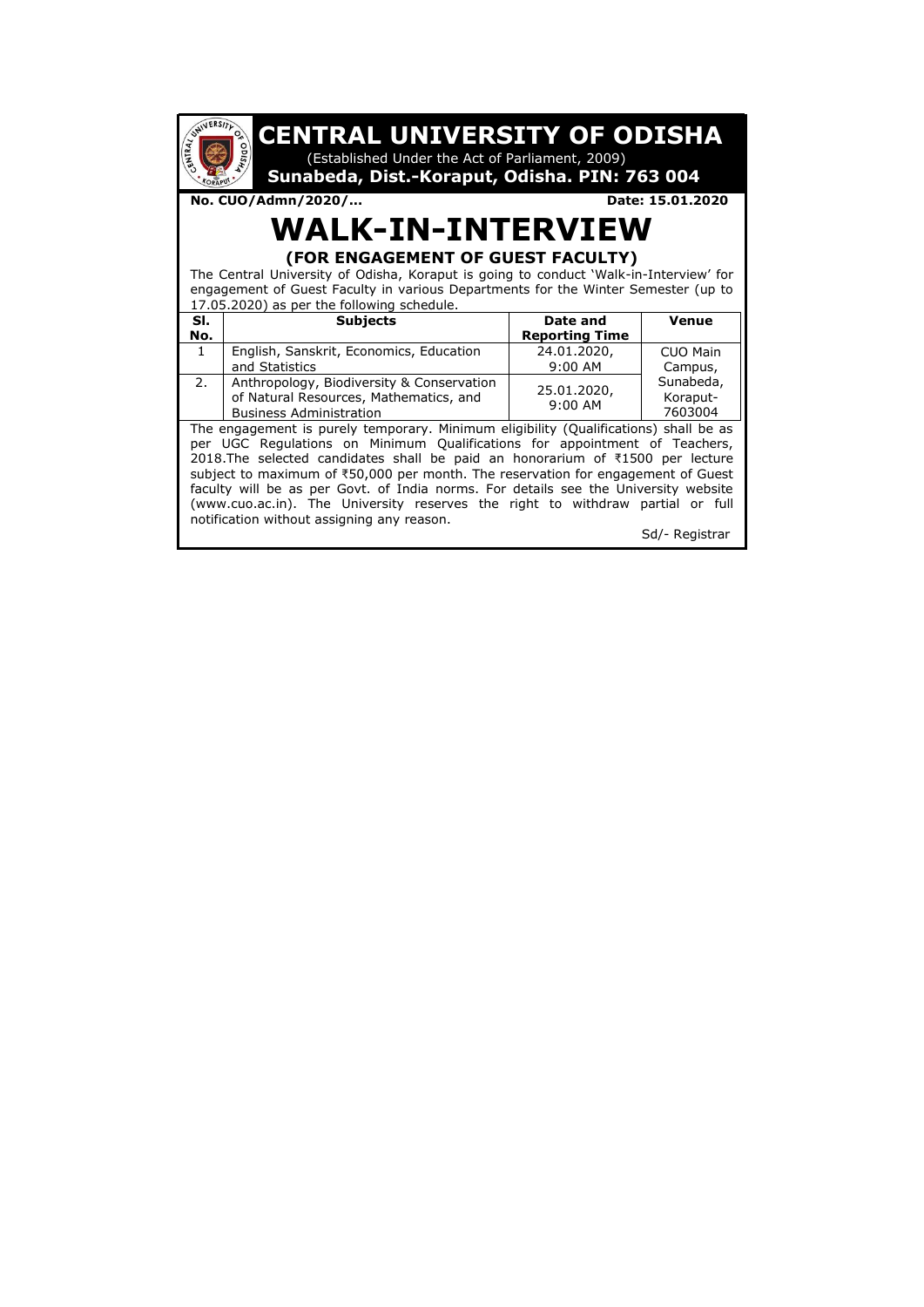# CENTRAL UNIVERSITY OF ODISHA

(Established Under the Act of Parliament, 2009)

**Sunabeda, Dist.-Koraput, Odisha. PIN: 763 004**

**No. CUO/Admn/2020/...** **Date: 15.01.2020**

# WALK-IN-INTERVIEW

## (FOR ENGAGEMENT OF GUEST FACULTY)

The Central University of Odisha, Koraput is going to conduct 'Walk-in-Interview' for engagement of Guest Faculty in various Departments for the Winter Semester (up to 17.05.2020) as per the following schedule.

| Sl. No. | Subjects | Date and Reporting Time | Venue |
|---|---|---|---|
| 1 | English, Sanskrit, Economics, Education and Statistics | 24.01.2020, 9:00 AM | CUO Main Campus, Sunabeda, Koraput-7603004 |
| 2. | Anthropology, Biodiversity & Conservation of Natural Resources, Mathematics, and Business Administration | 25.01.2020, 9:00 AM | |

The engagement is purely temporary. Minimum eligibility (Qualifications) shall be as per UGC Regulations on Minimum Qualifications for appointment of Teachers, 2018.The selected candidates shall be paid an honorarium of ₹1500 per lecture subject to maximum of ₹50,000 per month. The reservation for engagement of Guest faculty will be as per Govt. of India norms. For details see the University website (www.cuo.ac.in). The University reserves the right to withdraw partial or full notification without assigning any reason.

Sd/- Registrar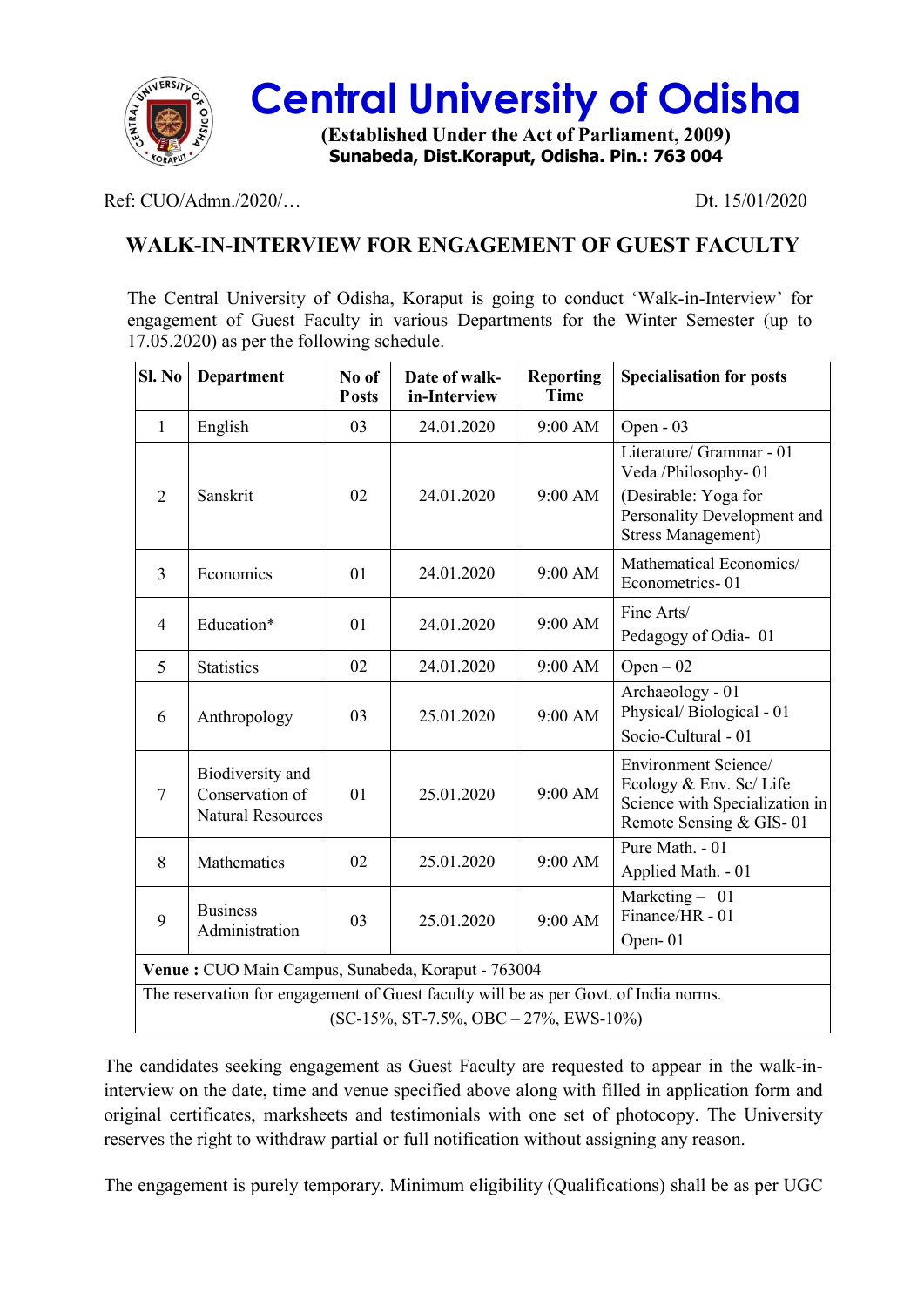# Central University of Odisha

**(Established Under the Act of Parliament, 2009)**
**Sunabeda, Dist.Koraput, Odisha. Pin.: 763 004**

Ref: CUO/Admn./2020/… Dt. 15/01/2020

## WALK-IN-INTERVIEW FOR ENGAGEMENT OF GUEST FACULTY

The Central University of Odisha, Koraput is going to conduct 'Walk-in-Interview' for engagement of Guest Faculty in various Departments for the Winter Semester (up to 17.05.2020) as per the following schedule.

| Sl. No | Department | No of Posts | Date of walk-in-Interview | Reporting Time | Specialisation for posts |
|---|---|---|---|---|---|
| 1 | English | 03 | 24.01.2020 | 9:00 AM | Open - 03 |
| 2 | Sanskrit | 02 | 24.01.2020 | 9:00 AM | Literature/ Grammar - 01<br>Veda /Philosophy- 01<br>(Desirable: Yoga for Personality Development and Stress Management) |
| 3 | Economics | 01 | 24.01.2020 | 9:00 AM | Mathematical Economics/ Econometrics- 01 |
| 4 | Education* | 01 | 24.01.2020 | 9:00 AM | Fine Arts/<br>Pedagogy of Odia- 01 |
| 5 | Statistics | 02 | 24.01.2020 | 9:00 AM | Open – 02 |
| 6 | Anthropology | 03 | 25.01.2020 | 9:00 AM | Archaeology - 01<br>Physical/ Biological - 01<br>Socio-Cultural - 01 |
| 7 | Biodiversity and Conservation of Natural Resources | 01 | 25.01.2020 | 9:00 AM | Environment Science/ Ecology & Env. Sc/ Life Science with Specialization in Remote Sensing & GIS- 01 |
| 8 | Mathematics | 02 | 25.01.2020 | 9:00 AM | Pure Math. - 01<br>Applied Math. - 01 |
| 9 | Business Administration | 03 | 25.01.2020 | 9:00 AM | Marketing – 01<br>Finance/HR - 01<br>Open- 01 |
| **Venue :** CUO Main Campus, Sunabeda, Koraput - 763004 | | | | | |
| The reservation for engagement of Guest faculty will be as per Govt. of India norms. (SC-15%, ST-7.5%, OBC – 27%, EWS-10%) | | | | | |

The candidates seeking engagement as Guest Faculty are requested to appear in the walk-in-interview on the date, time and venue specified above along with filled in application form and original certificates, marksheets and testimonials with one set of photocopy. The University reserves the right to withdraw partial or full notification without assigning any reason.

The engagement is purely temporary. Minimum eligibility (Qualifications) shall be as per UGC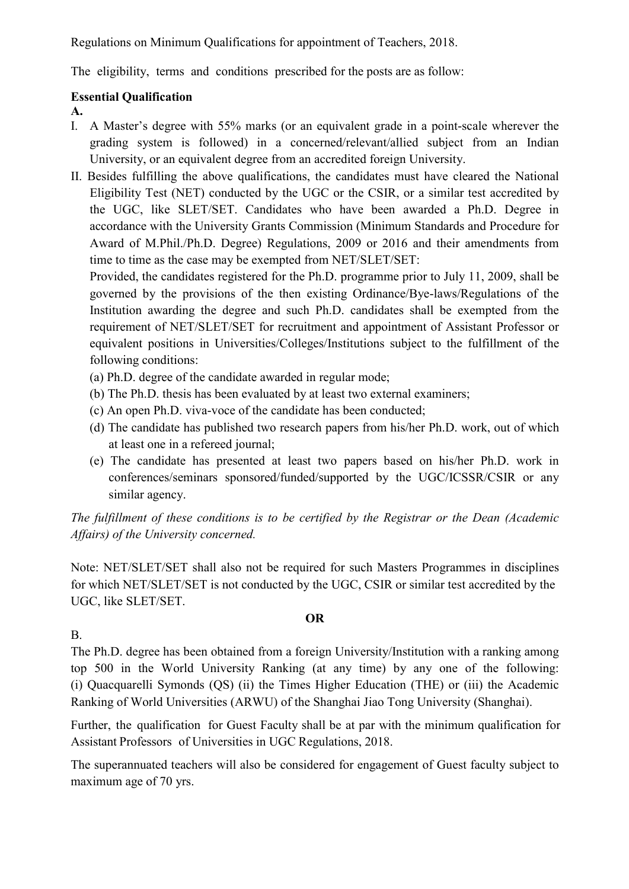Regulations on Minimum Qualifications for appointment of Teachers, 2018.

The eligibility, terms and conditions prescribed for the posts are as follow:

**Essential Qualification**

**A.**

I. A Master's degree with 55% marks (or an equivalent grade in a point-scale wherever the grading system is followed) in a concerned/relevant/allied subject from an Indian University, or an equivalent degree from an accredited foreign University.

II. Besides fulfilling the above qualifications, the candidates must have cleared the National Eligibility Test (NET) conducted by the UGC or the CSIR, or a similar test accredited by the UGC, like SLET/SET. Candidates who have been awarded a Ph.D. Degree in accordance with the University Grants Commission (Minimum Standards and Procedure for Award of M.Phil./Ph.D. Degree) Regulations, 2009 or 2016 and their amendments from time to time as the case may be exempted from NET/SLET/SET:

Provided, the candidates registered for the Ph.D. programme prior to July 11, 2009, shall be governed by the provisions of the then existing Ordinance/Bye-laws/Regulations of the Institution awarding the degree and such Ph.D. candidates shall be exempted from the requirement of NET/SLET/SET for recruitment and appointment of Assistant Professor or equivalent positions in Universities/Colleges/Institutions subject to the fulfillment of the following conditions:

(a) Ph.D. degree of the candidate awarded in regular mode;

(b) The Ph.D. thesis has been evaluated by at least two external examiners;

(c) An open Ph.D. viva-voce of the candidate has been conducted;

(d) The candidate has published two research papers from his/her Ph.D. work, out of which at least one in a refereed journal;

(e) The candidate has presented at least two papers based on his/her Ph.D. work in conferences/seminars sponsored/funded/supported by the UGC/ICSSR/CSIR or any similar agency.

*The fulfillment of these conditions is to be certified by the Registrar or the Dean (Academic Affairs) of the University concerned.*

Note: NET/SLET/SET shall also not be required for such Masters Programmes in disciplines for which NET/SLET/SET is not conducted by the UGC, CSIR or similar test accredited by the UGC, like SLET/SET.

**OR**

B.

The Ph.D. degree has been obtained from a foreign University/Institution with a ranking among top 500 in the World University Ranking (at any time) by any one of the following: (i) Quacquarelli Symonds (QS) (ii) the Times Higher Education (THE) or (iii) the Academic Ranking of World Universities (ARWU) of the Shanghai Jiao Tong University (Shanghai).

Further, the qualification for Guest Faculty shall be at par with the minimum qualification for Assistant Professors of Universities in UGC Regulations, 2018.

The superannuated teachers will also be considered for engagement of Guest faculty subject to maximum age of 70 yrs.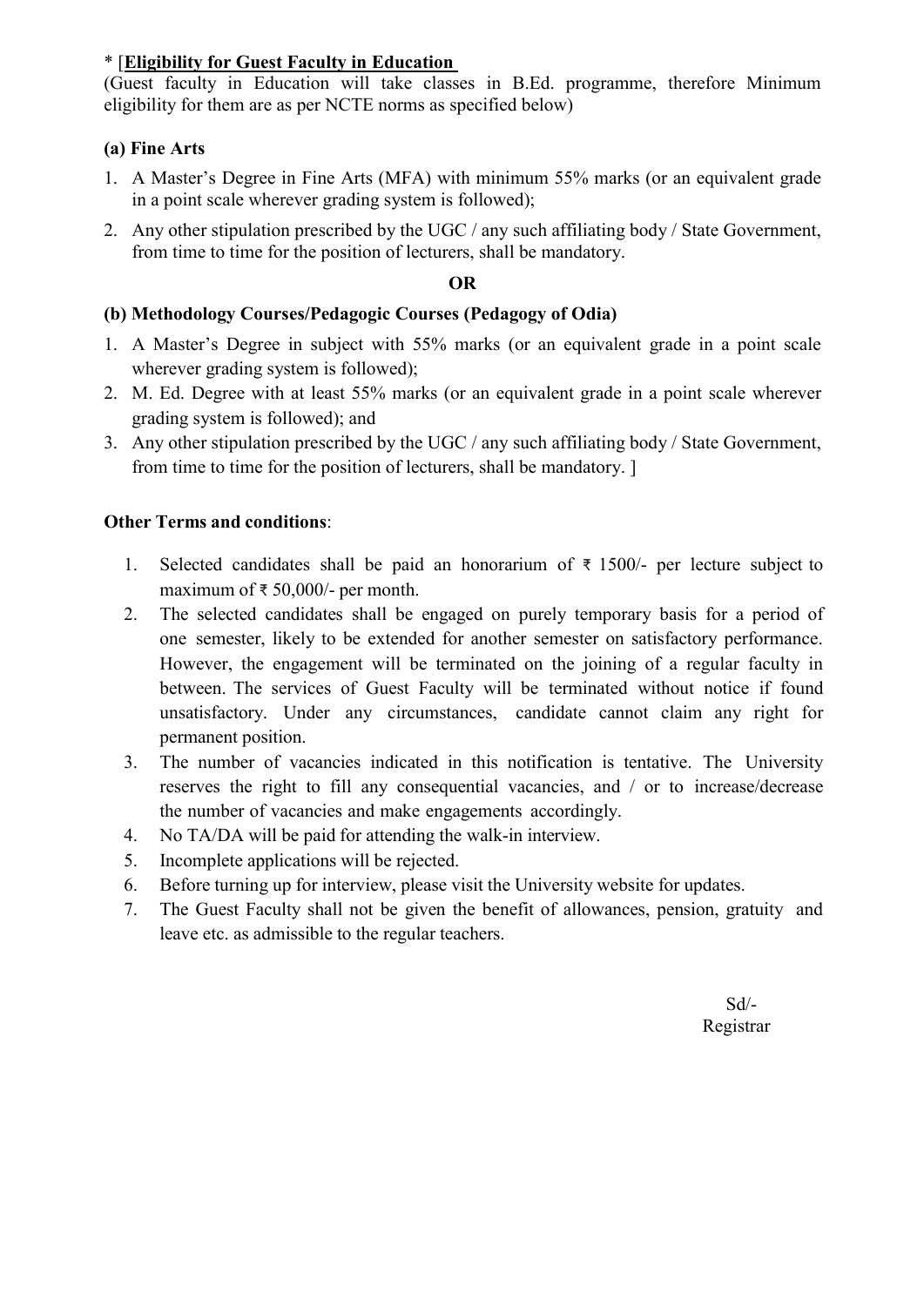* [**Eligibility for Guest Faculty in Education**

(Guest faculty in Education will take classes in B.Ed. programme, therefore Minimum eligibility for them are as per NCTE norms as specified below)

**(a) Fine Arts**

1. A Master's Degree in Fine Arts (MFA) with minimum 55% marks (or an equivalent grade in a point scale wherever grading system is followed);
2. Any other stipulation prescribed by the UGC / any such affiliating body / State Government, from time to time for the position of lecturers, shall be mandatory.

**OR**

**(b) Methodology Courses/Pedagogic Courses (Pedagogy of Odia)**

1. A Master's Degree in subject with 55% marks (or an equivalent grade in a point scale wherever grading system is followed);
2. M. Ed. Degree with at least 55% marks (or an equivalent grade in a point scale wherever grading system is followed); and
3. Any other stipulation prescribed by the UGC / any such affiliating body / State Government, from time to time for the position of lecturers, shall be mandatory. ]

**Other Terms and conditions**:

1. Selected candidates shall be paid an honorarium of ₹ 1500/- per lecture subject to maximum of ₹ 50,000/- per month.
2. The selected candidates shall be engaged on purely temporary basis for a period of one semester, likely to be extended for another semester on satisfactory performance. However, the engagement will be terminated on the joining of a regular faculty in between. The services of Guest Faculty will be terminated without notice if found unsatisfactory. Under any circumstances, candidate cannot claim any right for permanent position.
3. The number of vacancies indicated in this notification is tentative. The University reserves the right to fill any consequential vacancies, and / or to increase/decrease the number of vacancies and make engagements accordingly.
4. No TA/DA will be paid for attending the walk-in interview.
5. Incomplete applications will be rejected.
6. Before turning up for interview, please visit the University website for updates.
7. The Guest Faculty shall not be given the benefit of allowances, pension, gratuity and leave etc. as admissible to the regular teachers.

Sd/-
Registrar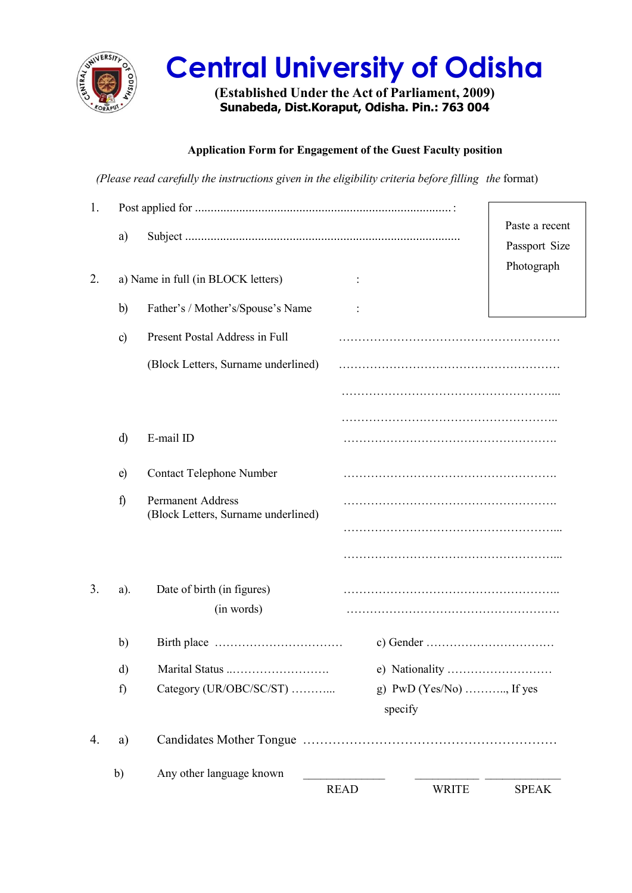# Central University of Odisha

**(Established Under the Act of Parliament, 2009)**
**Sunabeda, Dist.Koraput, Odisha. Pin.: 763 004**

**Application Form for Engagement of the Guest Faculty position**

*(Please read carefully the instructions given in the eligibility criteria before filling the* format)

Paste a recent Passport Size Photograph

1. Post applied for ..................................................................................... :

   a) Subject .....................................................................................

2. a) Name in full (in BLOCK letters) :

   b) Father's / Mother's/Spouse's Name :

   c) Present Postal Address in Full ………………………………………………….

   (Block Letters, Surname underlined) ………………………………………………….

   ………………………………………………....

   ………………………………………………..

   d) E-mail ID ……………………………………………….

   e) Contact Telephone Number ……………………………………………….

   f) Permanent Address ……………………………………………….
   (Block Letters, Surname underlined) ………………………………………………...

   ………………………………………………...

3. a). Date of birth (in figures) ……………………………………………..

   (in words) ……………………………………………….

   b) Birth place …………………………… c) Gender ……………………………

   d) Marital Status ..……………………… e) Nationality ………………………

   f) Category (UR/OBC/SC/ST) ……….... g) PwD (Yes/No) ……….., If yes specify

4. a) Candidates Mother Tongue ……………………………………………………

   b) Any other language known ______________ ___________ _____________

   READ WRITE SPEAK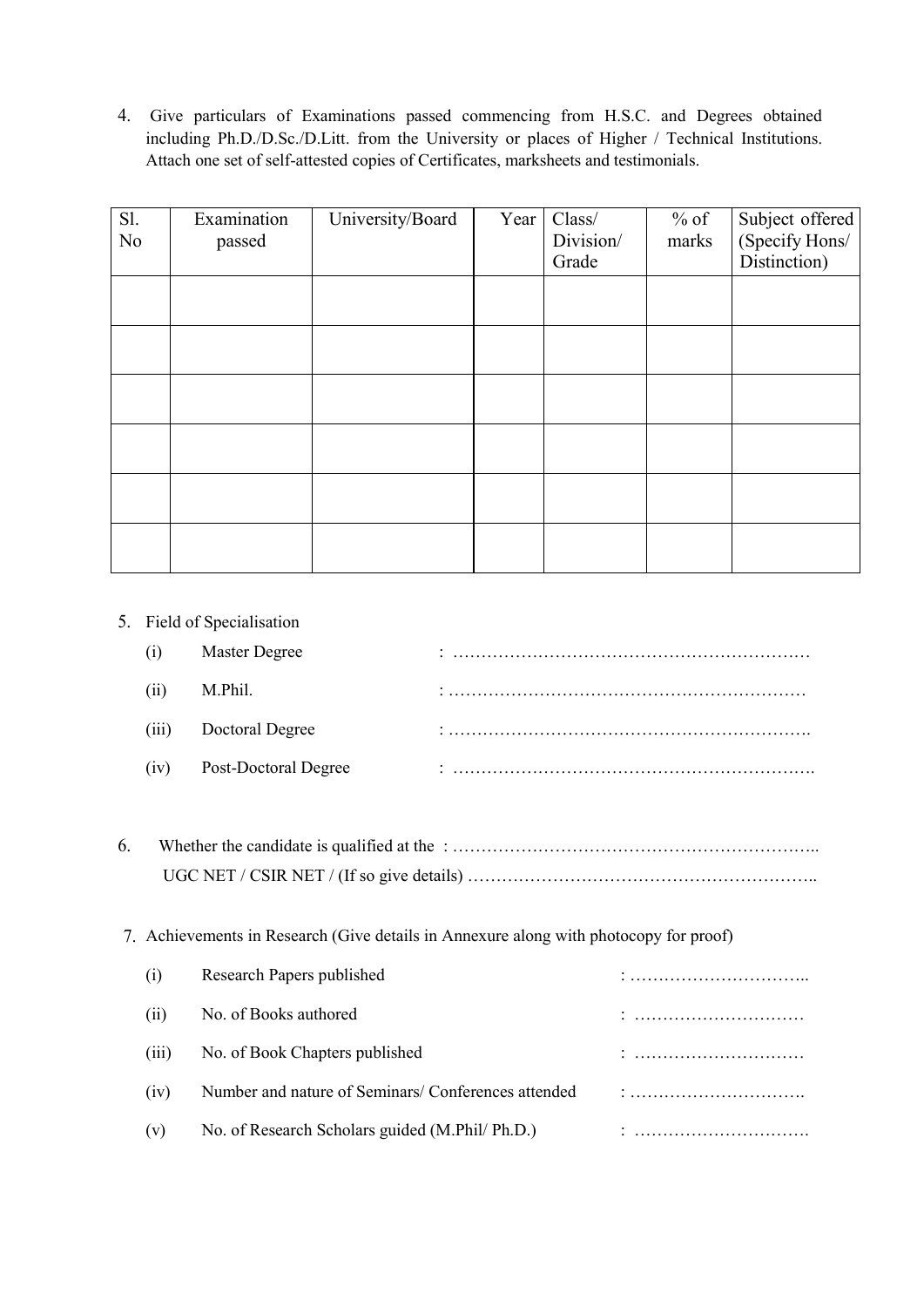4. Give particulars of Examinations passed commencing from H.S.C. and Degrees obtained including Ph.D./D.Sc./D.Litt. from the University or places of Higher / Technical Institutions. Attach one set of self-attested copies of Certificates, marksheets and testimonials.

| Sl. No | Examination passed | University/Board | Year | Class/ Division/ Grade | % of marks | Subject offered (Specify Hons/ Distinction) |
|---|---|---|---|---|---|---|
| | | | | | | |
| | | | | | | |
| | | | | | | |
| | | | | | | |
| | | | | | | |
| | | | | | | |

5. Field of Specialisation
   - (i) Master Degree : ………………………………………………………
   - (ii) M.Phil. : ………………………………………………………
   - (iii) Doctoral Degree : ……………………………………………………….
   - (iv) Post-Doctoral Degree : ……………………………………………………….

6. Whether the candidate is qualified at the : ……………………………………………………….. UGC NET / CSIR NET / (If so give details) ……………………………………………………..

7. Achievements in Research (Give details in Annexure along with photocopy for proof)
   - (i) Research Papers published : …………………………..
   - (ii) No. of Books authored : …………………………
   - (iii) No. of Book Chapters published : …………………………
   - (iv) Number and nature of Seminars/ Conferences attended : ………………………….
   - (v) No. of Research Scholars guided (M.Phil/ Ph.D.) : ………………………….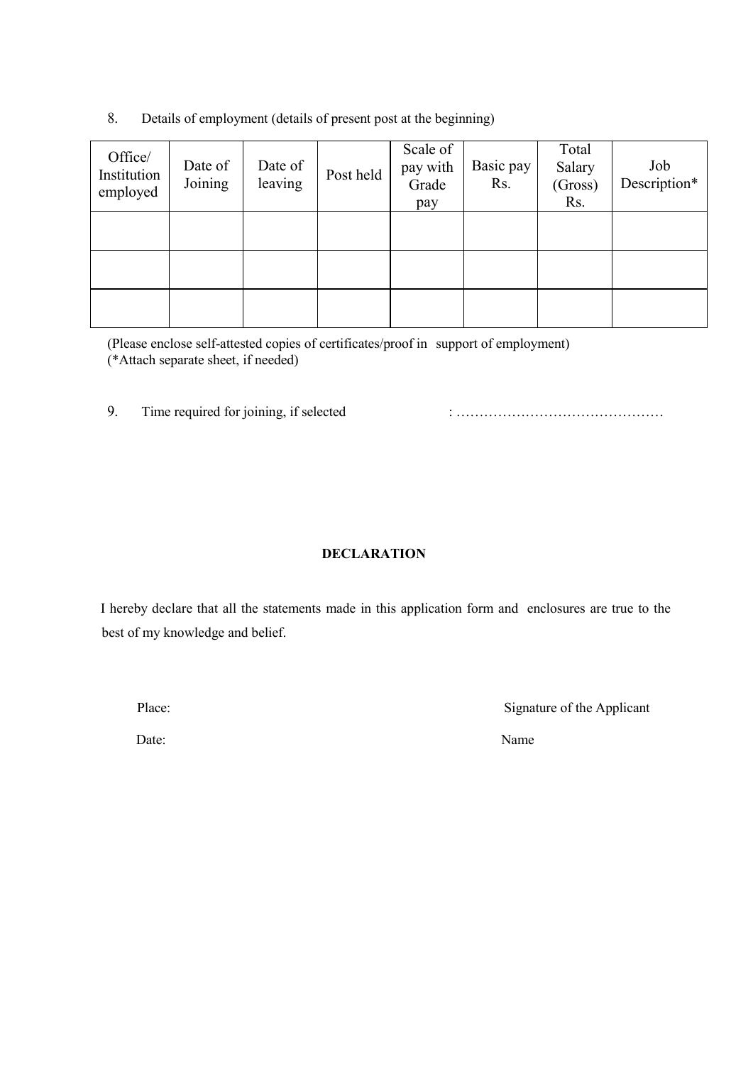8. Details of employment (details of present post at the beginning)

| Office/ Institution employed | Date of Joining | Date of leaving | Post held | Scale of pay with Grade pay | Basic pay Rs. | Total Salary (Gross) Rs. | Job Description* |
|---|---|---|---|---|---|---|---|
| | | | | | | | |
| | | | | | | | |
| | | | | | | | |

(Please enclose self-attested copies of certificates/proof in support of employment)
(*Attach separate sheet, if needed)

9. Time required for joining, if selected : ………………………………………

**DECLARATION**

I hereby declare that all the statements made in this application form and enclosures are true to the best of my knowledge and belief.

Place: Signature of the Applicant

Date: Name